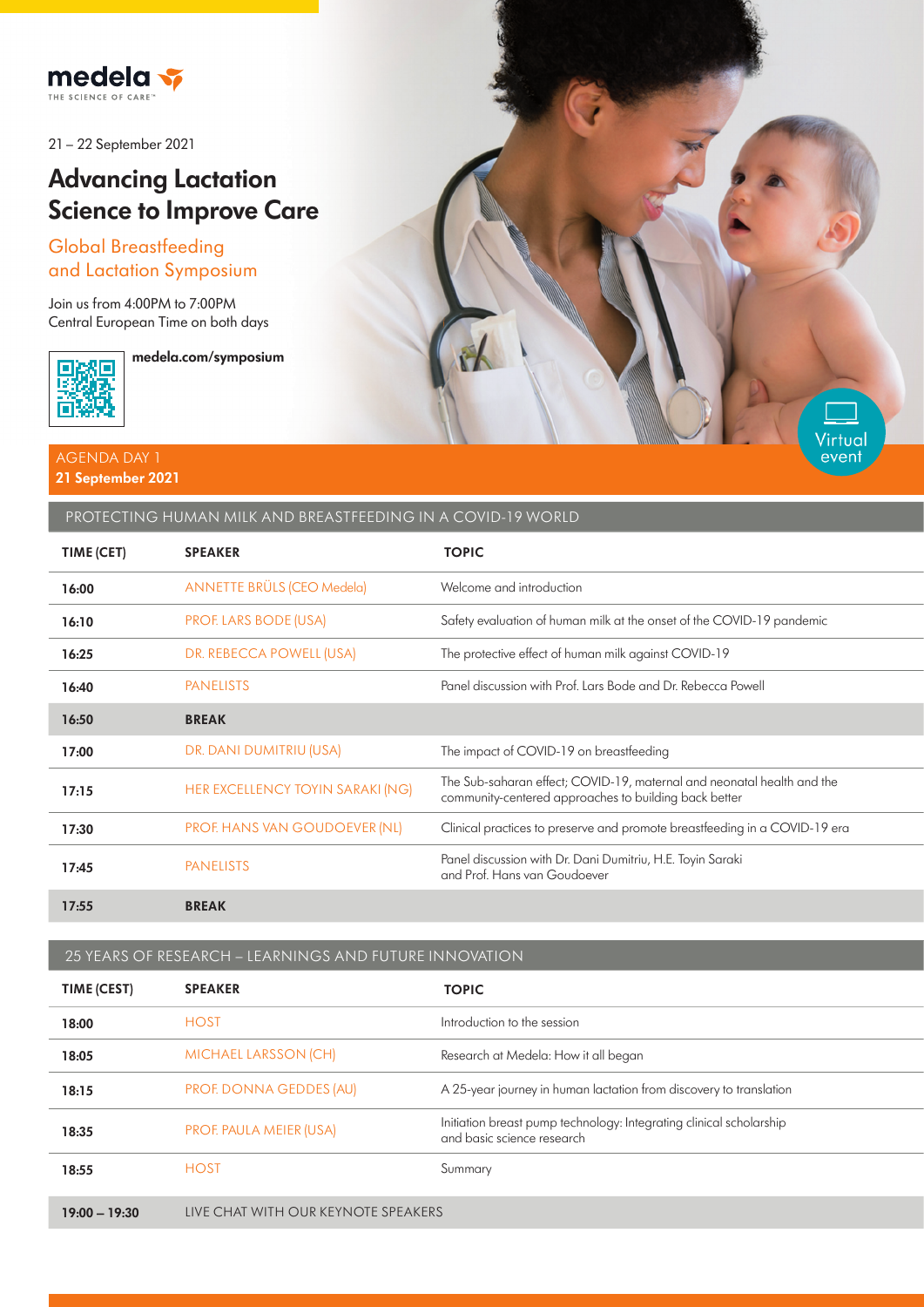medela
THE SCIENCE OF CARE™

21 – 22 September 2021

# Advancing Lactation Science to Improve Care

## Global Breastfeeding and Lactation Symposium

Join us from 4:00PM to 7:00PM Central European Time on both days

**medela.com/symposium**

Virtual event

AGENDA DAY 1
**21 September 2021**

### PROTECTING HUMAN MILK AND BREASTFEEDING IN A COVID-19 WORLD

| TIME (CET) | SPEAKER | TOPIC |
|---|---|---|
| **16:00** | ANNETTE BRÜLS (CEO Medela) | Welcome and introduction |
| **16:10** | PROF. LARS BODE (USA) | Safety evaluation of human milk at the onset of the COVID-19 pandemic |
| **16:25** | DR. REBECCA POWELL (USA) | The protective effect of human milk against COVID-19 |
| **16:40** | PANELISTS | Panel discussion with Prof. Lars Bode and Dr. Rebecca Powell |
| **16:50** | **BREAK** | |
| **17:00** | DR. DANI DUMITRIU (USA) | The impact of COVID-19 on breastfeeding |
| **17:15** | HER EXCELLENCY TOYIN SARAKI (NG) | The Sub-saharan effect; COVID-19, maternal and neonatal health and the community-centered approaches to building back better |
| **17:30** | PROF. HANS VAN GOUDOEVER (NL) | Clinical practices to preserve and promote breastfeeding in a COVID-19 era |
| **17:45** | PANELISTS | Panel discussion with Dr. Dani Dumitriu, H.E. Toyin Saraki and Prof. Hans van Goudoever |
| **17:55** | **BREAK** | |

### 25 YEARS OF RESEARCH – LEARNINGS AND FUTURE INNOVATION

| TIME (CEST) | SPEAKER | TOPIC |
|---|---|---|
| **18:00** | HOST | Introduction to the session |
| **18:05** | MICHAEL LARSSON (CH) | Research at Medela: How it all began |
| **18:15** | PROF. DONNA GEDDES (AU) | A 25-year journey in human lactation from discovery to translation |
| **18:35** | PROF. PAULA MEIER (USA) | Initiation breast pump technology: Integrating clinical scholarship and basic science research |
| **18:55** | HOST | Summary |
| **19:00 – 19:30** | LIVE CHAT WITH OUR KEYNOTE SPEAKERS | |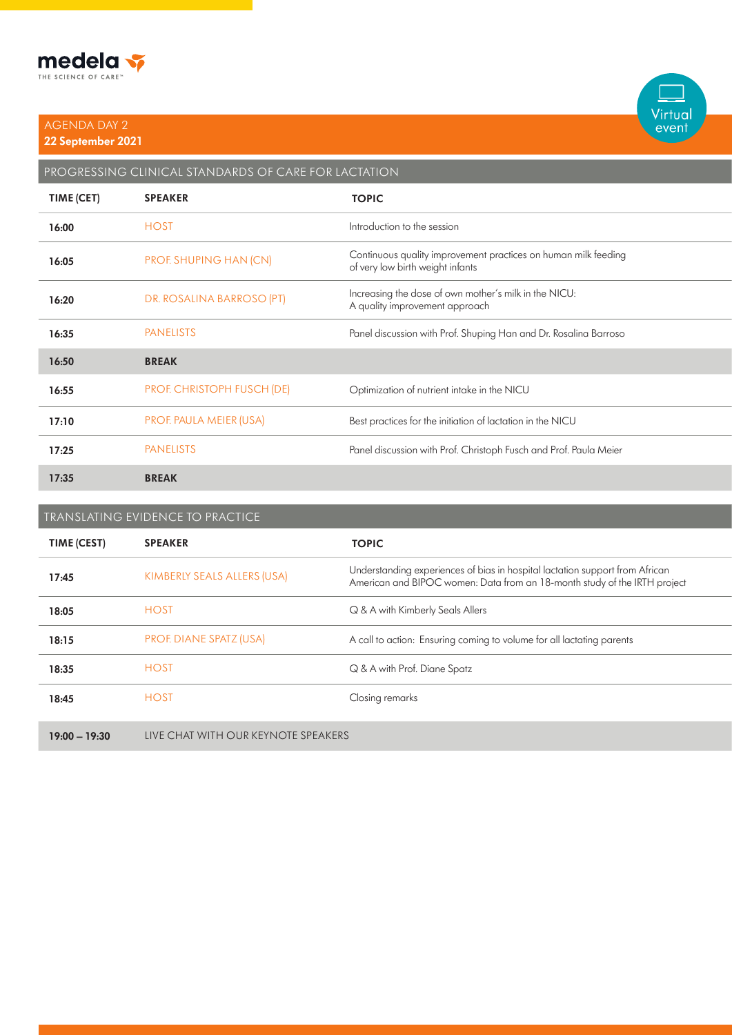medela
THE SCIENCE OF CARE™

Virtual event

## AGENDA DAY 2
**22 September 2021**

### PROGRESSING CLINICAL STANDARDS OF CARE FOR LACTATION

| TIME (CET) | SPEAKER | TOPIC |
|---|---|---|
| 16:00 | HOST | Introduction to the session |
| 16:05 | PROF. SHUPING HAN (CN) | Continuous quality improvement practices on human milk feeding of very low birth weight infants |
| 16:20 | DR. ROSALINA BARROSO (PT) | Increasing the dose of own mother's milk in the NICU: A quality improvement approach |
| 16:35 | PANELISTS | Panel discussion with Prof. Shuping Han and Dr. Rosalina Barroso |
| 16:50 | **BREAK** | |
| 16:55 | PROF. CHRISTOPH FUSCH (DE) | Optimization of nutrient intake in the NICU |
| 17:10 | PROF. PAULA MEIER (USA) | Best practices for the initiation of lactation in the NICU |
| 17:25 | PANELISTS | Panel discussion with Prof. Christoph Fusch and Prof. Paula Meier |
| 17:35 | **BREAK** | |

### TRANSLATING EVIDENCE TO PRACTICE

| TIME (CEST) | SPEAKER | TOPIC |
|---|---|---|
| 17:45 | KIMBERLY SEALS ALLERS (USA) | Understanding experiences of bias in hospital lactation support from African American and BIPOC women: Data from an 18-month study of the IRTH project |
| 18:05 | HOST | Q & A with Kimberly Seals Allers |
| 18:15 | PROF. DIANE SPATZ (USA) | A call to action: Ensuring coming to volume for all lactating parents |
| 18:35 | HOST | Q & A with Prof. Diane Spatz |
| 18:45 | HOST | Closing remarks |
| 19:00 – 19:30 | LIVE CHAT WITH OUR KEYNOTE SPEAKERS | |